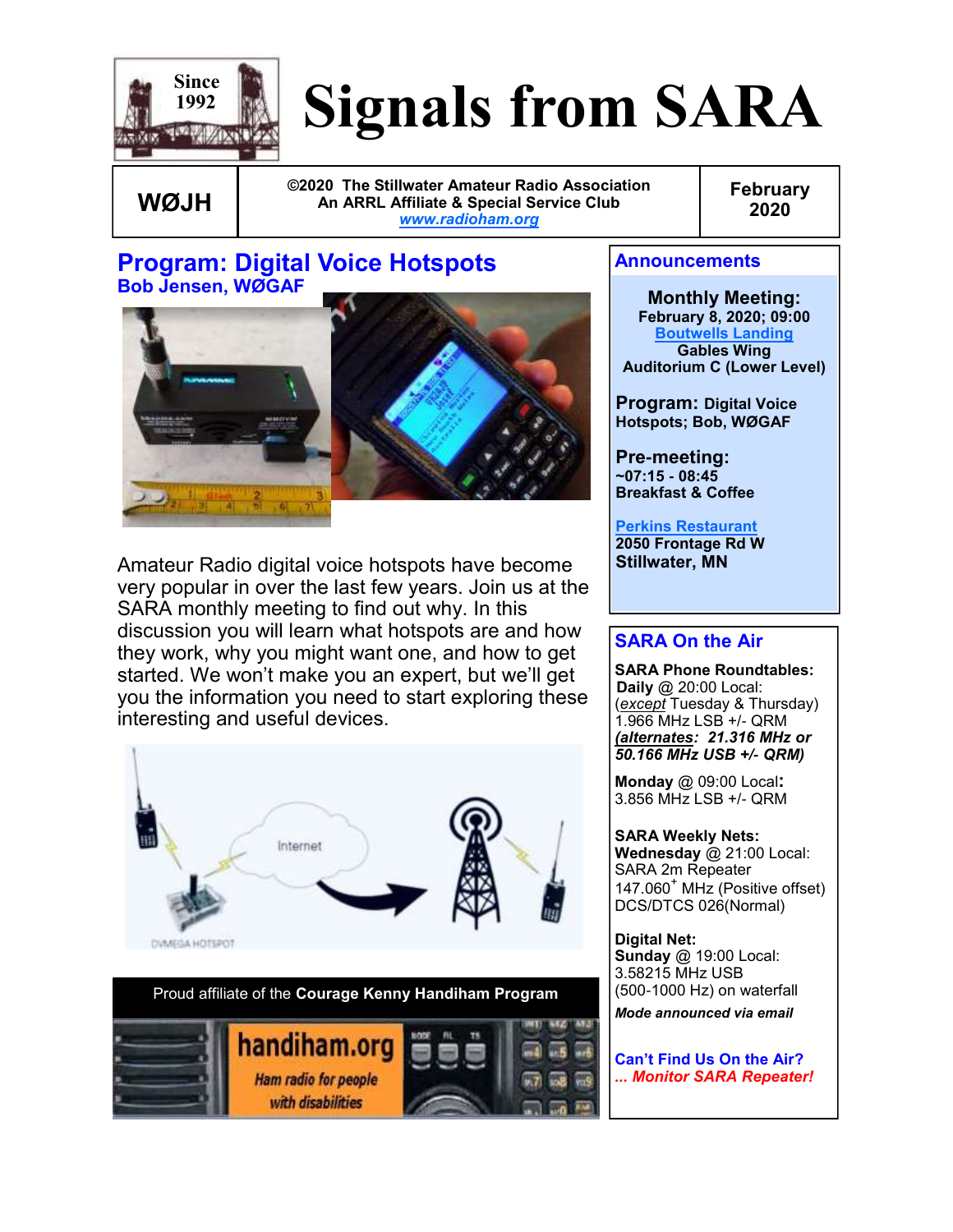Since 1992

# Signals from SARA

| WØJH | ©2020 The Stillwater Amateur Radio Association<br>An ARRL Affiliate & Special Service Club<br>www.radioham.org | February 2020 |
|---|---|---|

## Program: Digital Voice Hotspots

**Bob Jensen, WØGAF**

Amateur Radio digital voice hotspots have become very popular in over the last few years. Join us at the SARA monthly meeting to find out why. In this discussion you will learn what hotspots are and how they work, why you might want one, and how to get started. We won't make you an expert, but we'll get you the information you need to start exploring these interesting and useful devices.

Proud affiliate of the **Courage Kenny Handiham Program**

handiham.org
Ham radio for people with disabilities

## Announcements

**Monthly Meeting:**
**February 8, 2020; 09:00**
**Boutwells Landing**
**Gables Wing**
**Auditorium C (Lower Level)**

**Program:** Digital Voice Hotspots; Bob, WØGAF

**Pre-meeting:**
**~07:15 - 08:45**
**Breakfast & Coffee**

**Perkins Restaurant**
**2050 Frontage Rd W**
**Stillwater, MN**

## SARA On the Air

**SARA Phone Roundtables:**
**Daily** @ 20:00 Local:
(*except* Tuesday & Thursday)
1.966 MHz LSB +/- QRM
***alternates*: *21.316 MHz or 50.166 MHz USB +/- QRM)***

**Monday** @ 09:00 Local**:**
3.856 MHz LSB +/- QRM

**SARA Weekly Nets:**
**Wednesday** @ 21:00 Local:
SARA 2m Repeater
147.060$^{+}$ MHz (Positive offset)
DCS/DTCS 026(Normal)

**Digital Net:**
**Sunday** @ 19:00 Local:
3.58215 MHz USB
(500-1000 Hz) on waterfall
***Mode announced via email***

**Can't Find Us On the Air?**
***... Monitor SARA Repeater!***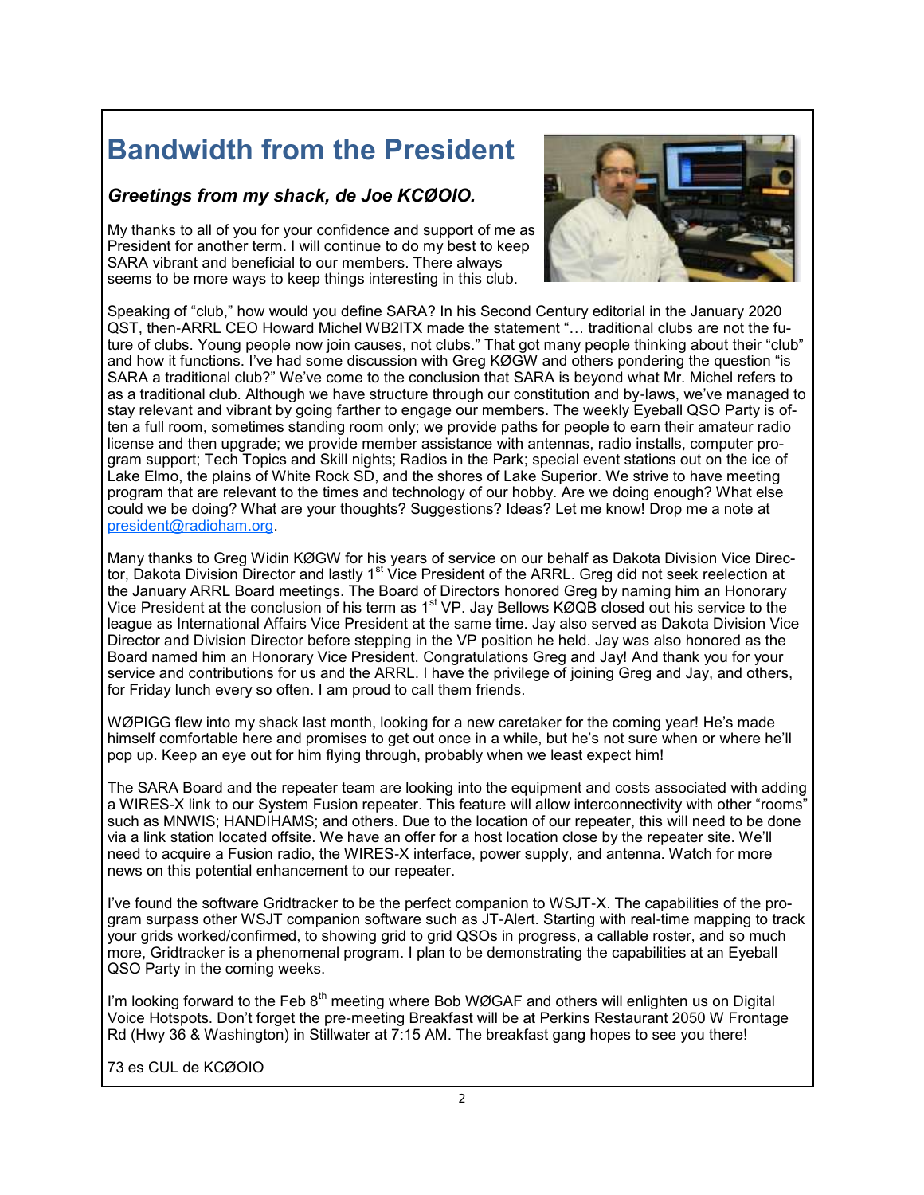# Bandwidth from the President

***Greetings from my shack, de Joe KCØOIO.***

My thanks to all of you for your confidence and support of me as President for another term. I will continue to do my best to keep SARA vibrant and beneficial to our members. There always seems to be more ways to keep things interesting in this club.

Speaking of "club," how would you define SARA? In his Second Century editorial in the January 2020 QST, then-ARRL CEO Howard Michel WB2ITX made the statement "… traditional clubs are not the future of clubs. Young people now join causes, not clubs." That got many people thinking about their "club" and how it functions. I've had some discussion with Greg KØGW and others pondering the question "is SARA a traditional club?" We've come to the conclusion that SARA is beyond what Mr. Michel refers to as a traditional club. Although we have structure through our constitution and by-laws, we've managed to stay relevant and vibrant by going farther to engage our members. The weekly Eyeball QSO Party is often a full room, sometimes standing room only; we provide paths for people to earn their amateur radio license and then upgrade; we provide member assistance with antennas, radio installs, computer program support; Tech Topics and Skill nights; Radios in the Park; special event stations out on the ice of Lake Elmo, the plains of White Rock SD, and the shores of Lake Superior. We strive to have meeting program that are relevant to the times and technology of our hobby. Are we doing enough? What else could we be doing? What are your thoughts? Suggestions? Ideas? Let me know! Drop me a note at president@radioham.org.

Many thanks to Greg Widin KØGW for his years of service on our behalf as Dakota Division Vice Director, Dakota Division Director and lastly 1st Vice President of the ARRL. Greg did not seek reelection at the January ARRL Board meetings. The Board of Directors honored Greg by naming him an Honorary Vice President at the conclusion of his term as 1st VP. Jay Bellows KØQB closed out his service to the league as International Affairs Vice President at the same time. Jay also served as Dakota Division Vice Director and Division Director before stepping in the VP position he held. Jay was also honored as the Board named him an Honorary Vice President. Congratulations Greg and Jay! And thank you for your service and contributions for us and the ARRL. I have the privilege of joining Greg and Jay, and others, for Friday lunch every so often. I am proud to call them friends.

WØPIGG flew into my shack last month, looking for a new caretaker for the coming year! He's made himself comfortable here and promises to get out once in a while, but he's not sure when or where he'll pop up. Keep an eye out for him flying through, probably when we least expect him!

The SARA Board and the repeater team are looking into the equipment and costs associated with adding a WIRES-X link to our System Fusion repeater. This feature will allow interconnectivity with other "rooms" such as MNWIS; HANDIHAMS; and others. Due to the location of our repeater, this will need to be done via a link station located offsite. We have an offer for a host location close by the repeater site. We'll need to acquire a Fusion radio, the WIRES-X interface, power supply, and antenna. Watch for more news on this potential enhancement to our repeater.

I've found the software Gridtracker to be the perfect companion to WSJT-X. The capabilities of the program surpass other WSJT companion software such as JT-Alert. Starting with real-time mapping to track your grids worked/confirmed, to showing grid to grid QSOs in progress, a callable roster, and so much more, Gridtracker is a phenomenal program. I plan to be demonstrating the capabilities at an Eyeball QSO Party in the coming weeks.

I'm looking forward to the Feb 8th meeting where Bob WØGAF and others will enlighten us on Digital Voice Hotspots. Don't forget the pre-meeting Breakfast will be at Perkins Restaurant 2050 W Frontage Rd (Hwy 36 & Washington) in Stillwater at 7:15 AM. The breakfast gang hopes to see you there!

73 es CUL de KCØOIO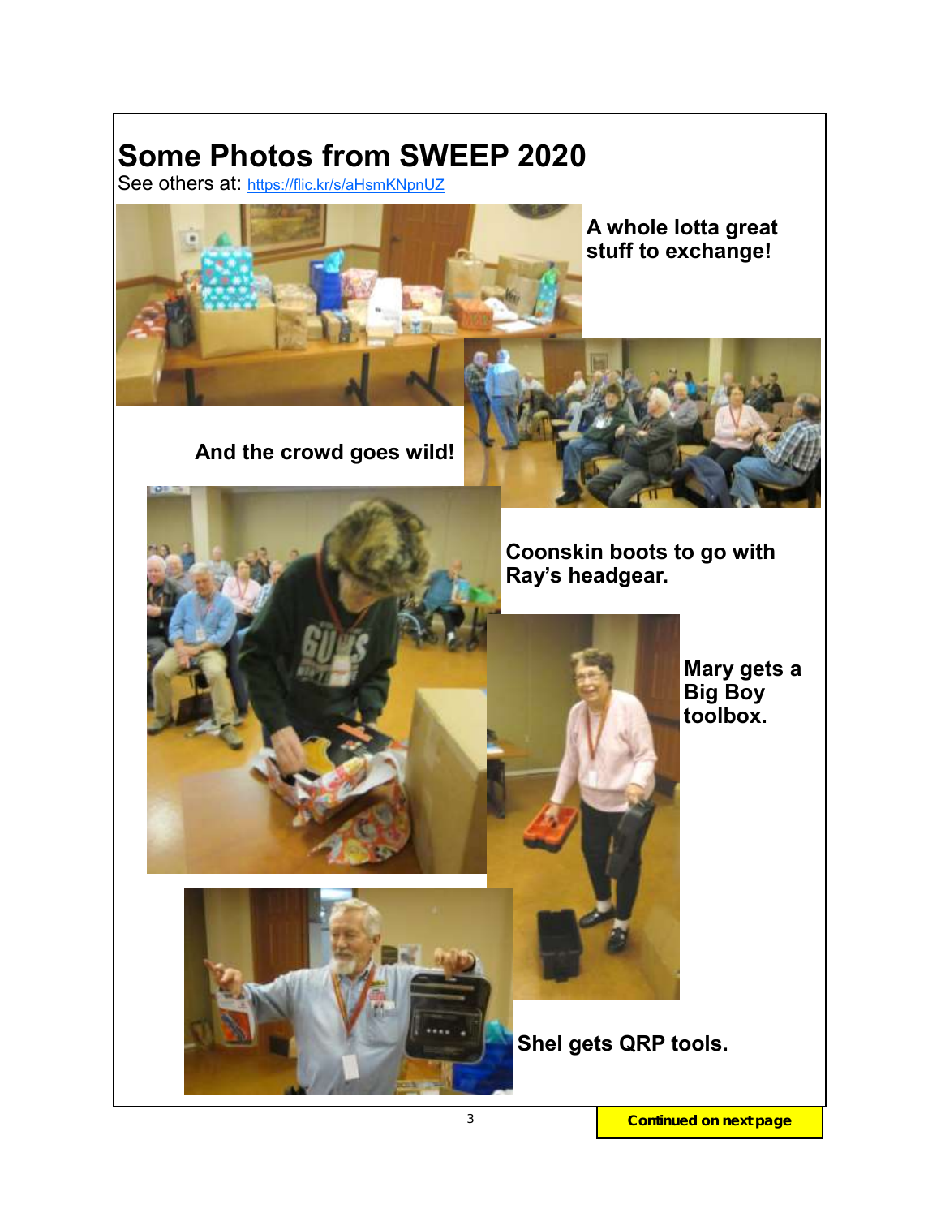# Some Photos from SWEEP 2020

See others at: https://flic.kr/s/aHsmKNpnUZ

**A whole lotta great stuff to exchange!**

**And the crowd goes wild!**

**Coonskin boots to go with Ray's headgear.**

**Mary gets a Big Boy toolbox.**

**Shel gets QRP tools.**

**Continued on next page**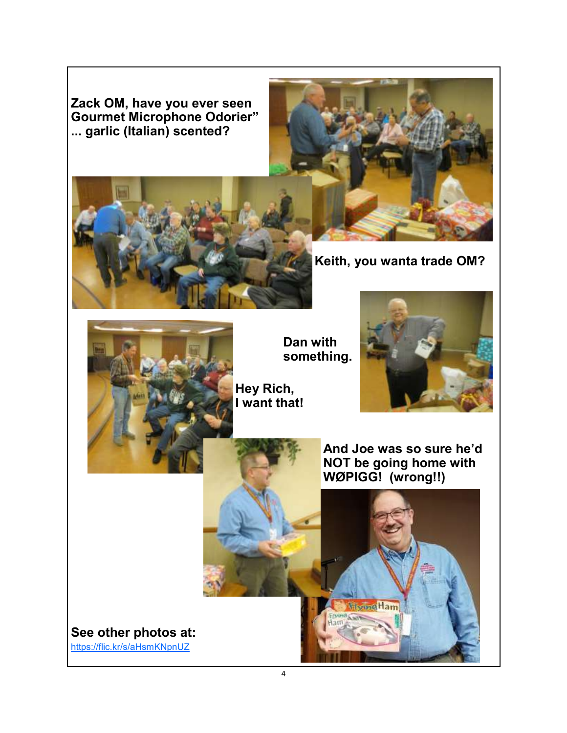**Zack OM, have you ever seen Gourmet Microphone Odorier” ... garlic (Italian) scented?**

**Keith, you wanta trade OM?**

**Dan with something.**

**Hey Rich, I want that!**

**And Joe was so sure he’d NOT be going home with WØPIGG! (wrong!!)**

**See other photos at:**
https://flic.kr/s/aHsmKNpnUZ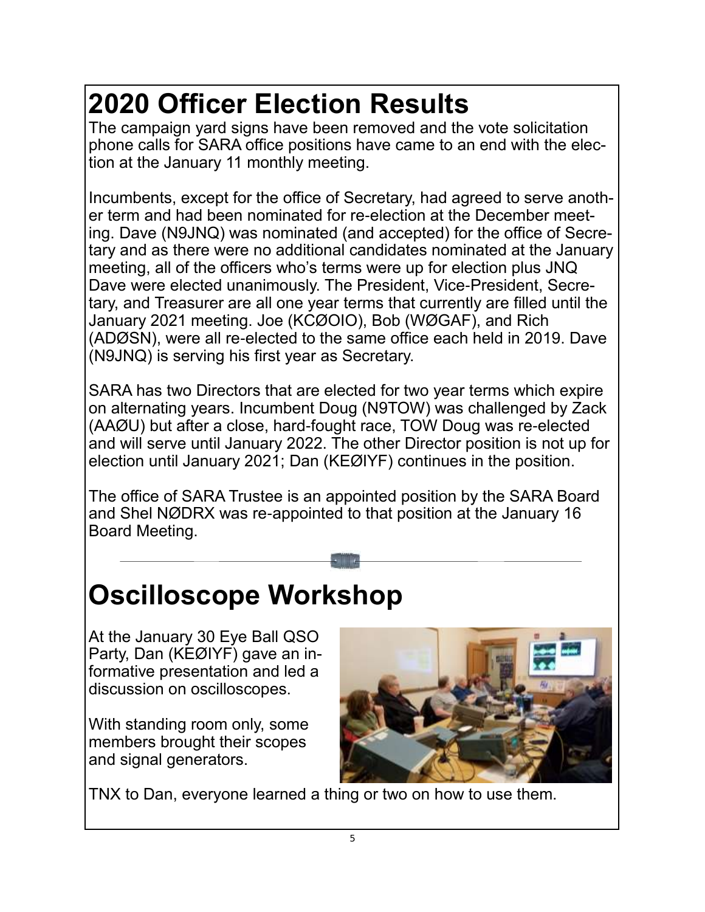# 2020 Officer Election Results

The campaign yard signs have been removed and the vote solicitation phone calls for SARA office positions have came to an end with the election at the January 11 monthly meeting.

Incumbents, except for the office of Secretary, had agreed to serve another term and had been nominated for re-election at the December meeting. Dave (N9JNQ) was nominated (and accepted) for the office of Secretary and as there were no additional candidates nominated at the January meeting, all of the officers who's terms were up for election plus JNQ Dave were elected unanimously. The President, Vice-President, Secretary, and Treasurer are all one year terms that currently are filled until the January 2021 meeting. Joe (KCØOIO), Bob (WØGAF), and Rich (ADØSN), were all re-elected to the same office each held in 2019. Dave (N9JNQ) is serving his first year as Secretary.

SARA has two Directors that are elected for two year terms which expire on alternating years. Incumbent Doug (N9TOW) was challenged by Zack (AAØU) but after a close, hard-fought race, TOW Doug was re-elected and will serve until January 2022. The other Director position is not up for election until January 2021; Dan (KEØIYF) continues in the position.

The office of SARA Trustee is an appointed position by the SARA Board and Shel NØDRX was re-appointed to that position at the January 16 Board Meeting.

# Oscilloscope Workshop

At the January 30 Eye Ball QSO Party, Dan (KEØIYF) gave an informative presentation and led a discussion on oscilloscopes.

With standing room only, some members brought their scopes and signal generators.

TNX to Dan, everyone learned a thing or two on how to use them.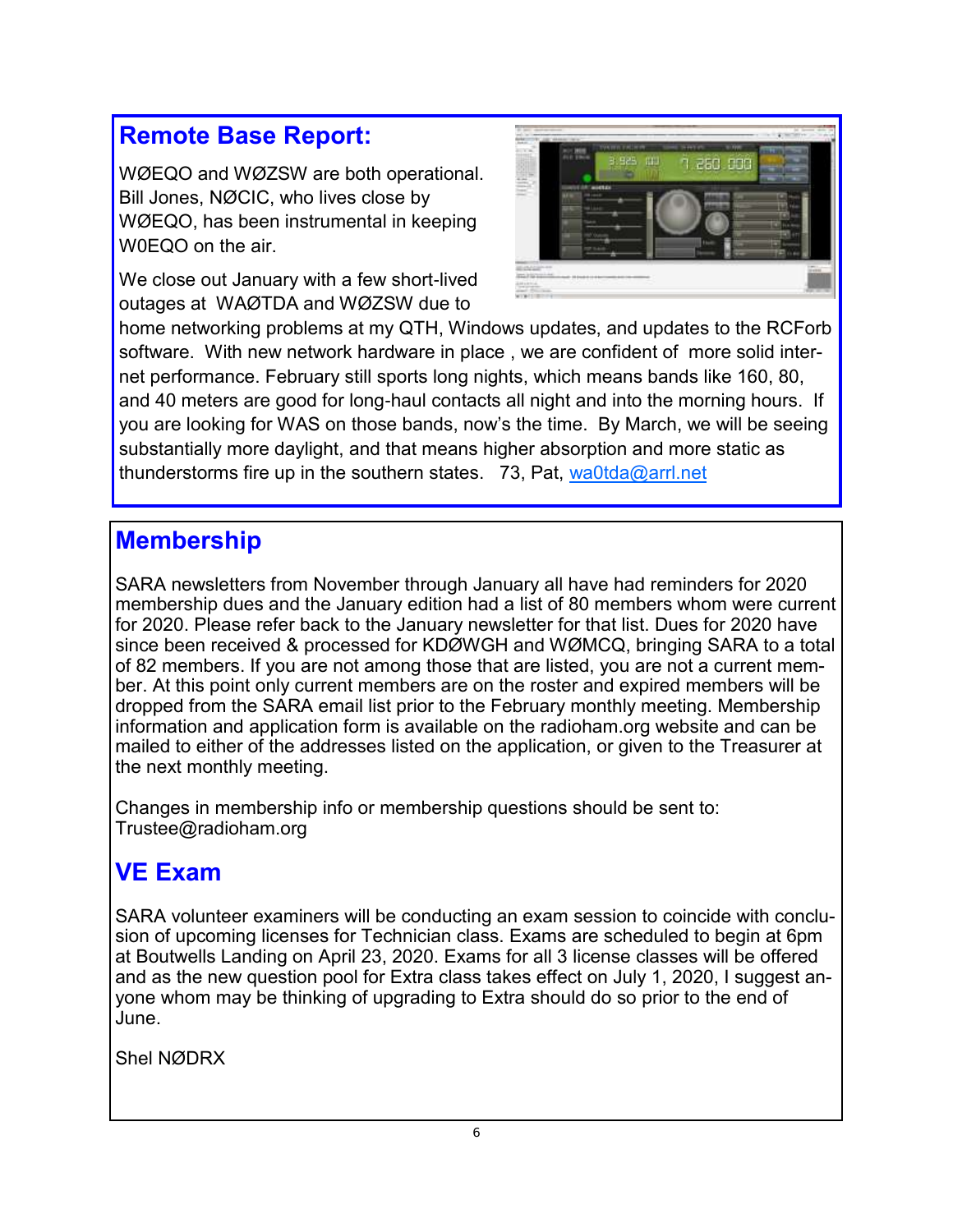## Remote Base Report:

WØEQO and WØZSW are both operational. Bill Jones, NØCIC, who lives close by WØEQO, has been instrumental in keeping W0EQO on the air.

We close out January with a few short-lived outages at WAØTDA and WØZSW due to home networking problems at my QTH, Windows updates, and updates to the RCForb software. With new network hardware in place , we are confident of more solid internet performance. February still sports long nights, which means bands like 160, 80, and 40 meters are good for long-haul contacts all night and into the morning hours. If you are looking for WAS on those bands, now's the time. By March, we will be seeing substantially more daylight, and that means higher absorption and more static as thunderstorms fire up in the southern states. 73, Pat, wa0tda@arrl.net

## Membership

SARA newsletters from November through January all have had reminders for 2020 membership dues and the January edition had a list of 80 members whom were current for 2020. Please refer back to the January newsletter for that list. Dues for 2020 have since been received & processed for KDØWGH and WØMCQ, bringing SARA to a total of 82 members. If you are not among those that are listed, you are not a current member. At this point only current members are on the roster and expired members will be dropped from the SARA email list prior to the February monthly meeting. Membership information and application form is available on the radioham.org website and can be mailed to either of the addresses listed on the application, or given to the Treasurer at the next monthly meeting.

Changes in membership info or membership questions should be sent to: Trustee@radioham.org

## VE Exam

SARA volunteer examiners will be conducting an exam session to coincide with conclusion of upcoming licenses for Technician class. Exams are scheduled to begin at 6pm at Boutwells Landing on April 23, 2020. Exams for all 3 license classes will be offered and as the new question pool for Extra class takes effect on July 1, 2020, I suggest anyone whom may be thinking of upgrading to Extra should do so prior to the end of June.

Shel NØDRX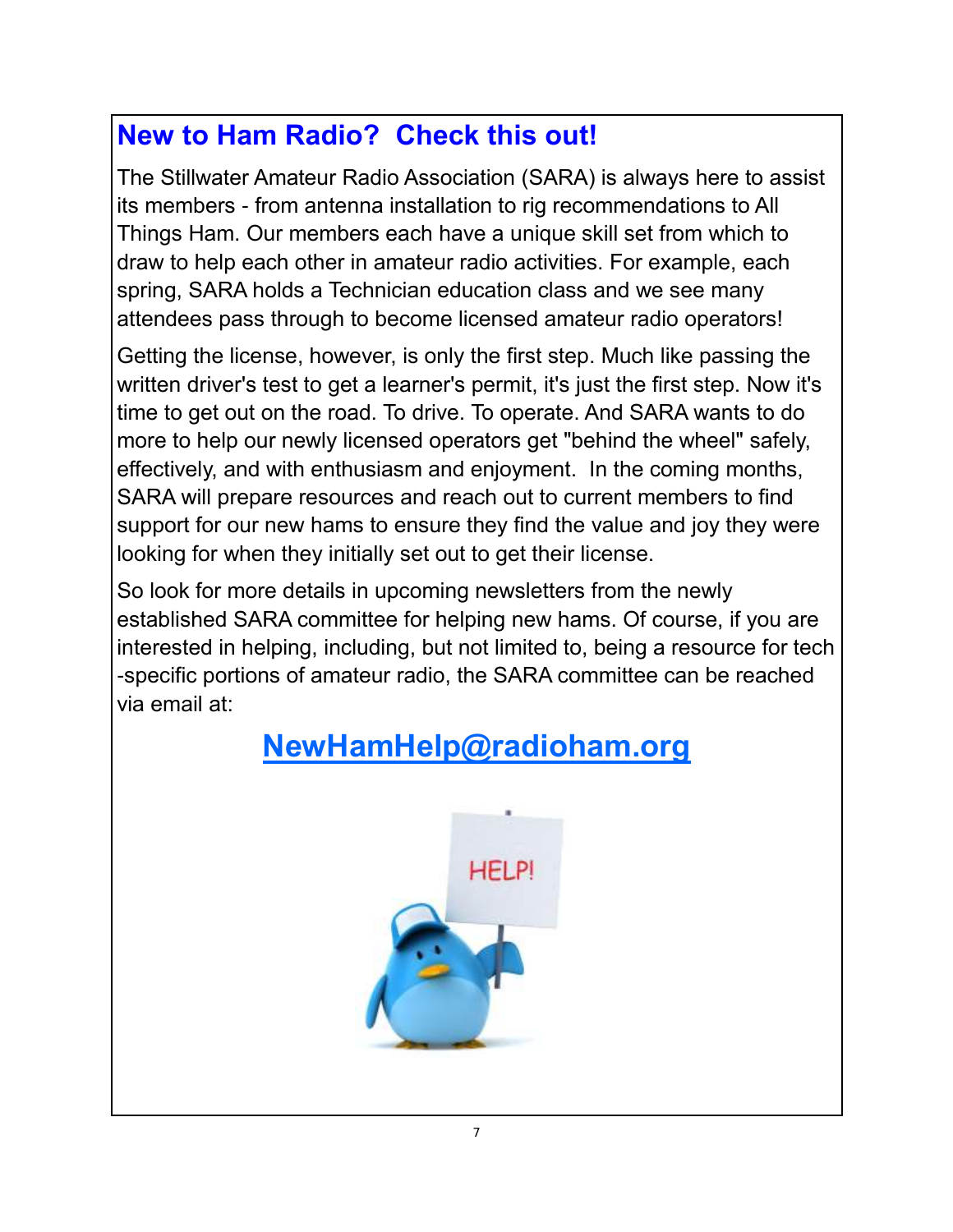## New to Ham Radio? Check this out!

The Stillwater Amateur Radio Association (SARA) is always here to assist its members - from antenna installation to rig recommendations to All Things Ham. Our members each have a unique skill set from which to draw to help each other in amateur radio activities. For example, each spring, SARA holds a Technician education class and we see many attendees pass through to become licensed amateur radio operators!

Getting the license, however, is only the first step. Much like passing the written driver's test to get a learner's permit, it's just the first step. Now it's time to get out on the road. To drive. To operate. And SARA wants to do more to help our newly licensed operators get "behind the wheel" safely, effectively, and with enthusiasm and enjoyment. In the coming months, SARA will prepare resources and reach out to current members to find support for our new hams to ensure they find the value and joy they were looking for when they initially set out to get their license.

So look for more details in upcoming newsletters from the newly established SARA committee for helping new hams. Of course, if you are interested in helping, including, but not limited to, being a resource for tech-specific portions of amateur radio, the SARA committee can be reached via email at:

**NewHamHelp@radioham.org**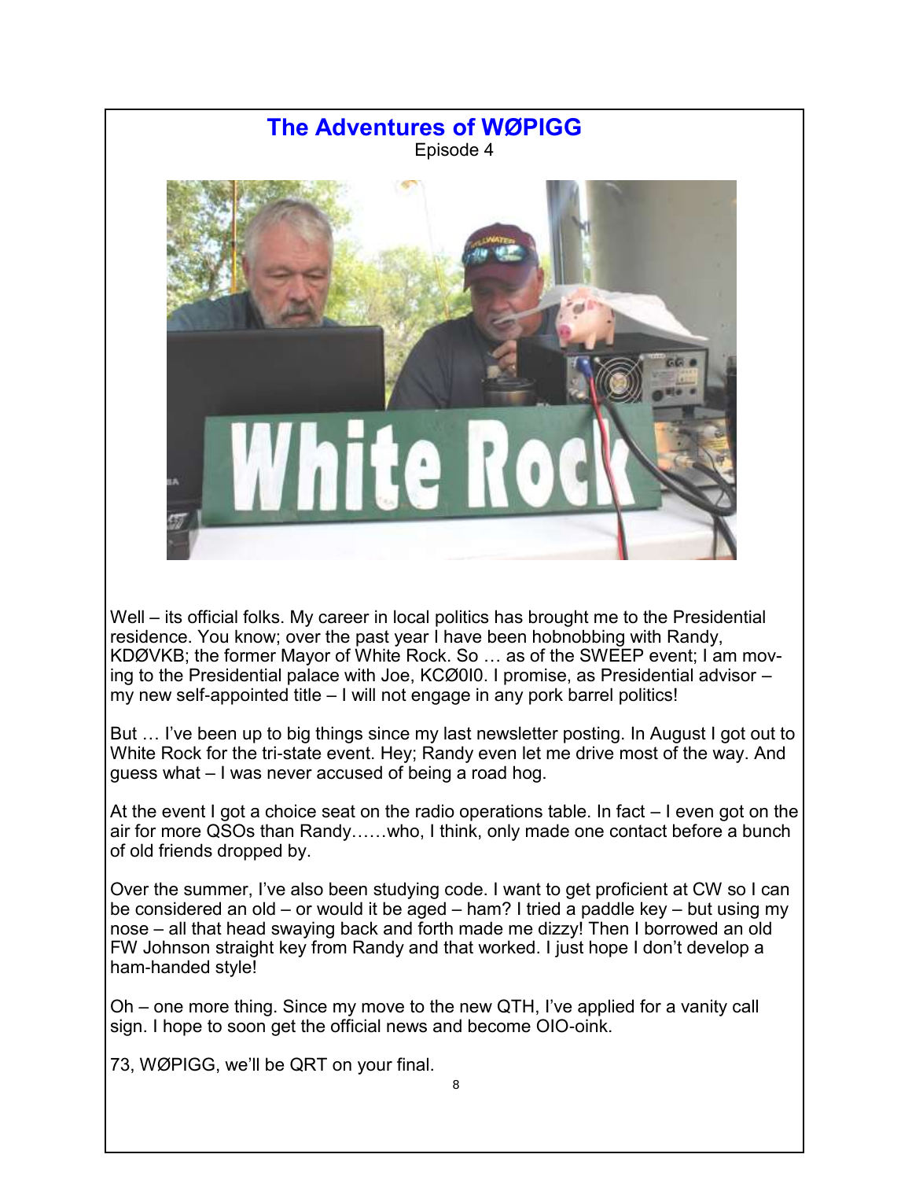# The Adventures of WØPIGG

Episode 4

Well – its official folks. My career in local politics has brought me to the Presidential residence. You know; over the past year I have been hobnobbing with Randy, KDØVKB; the former Mayor of White Rock. So … as of the SWEEP event; I am moving to the Presidential palace with Joe, KCØ0I0. I promise, as Presidential advisor – my new self-appointed title – I will not engage in any pork barrel politics!

But … I've been up to big things since my last newsletter posting. In August I got out to White Rock for the tri-state event. Hey; Randy even let me drive most of the way. And guess what – I was never accused of being a road hog.

At the event I got a choice seat on the radio operations table. In fact – I even got on the air for more QSOs than Randy……who, I think, only made one contact before a bunch of old friends dropped by.

Over the summer, I've also been studying code. I want to get proficient at CW so I can be considered an old – or would it be aged – ham? I tried a paddle key – but using my nose – all that head swaying back and forth made me dizzy! Then I borrowed an old FW Johnson straight key from Randy and that worked. I just hope I don't develop a ham-handed style!

Oh – one more thing. Since my move to the new QTH, I've applied for a vanity call sign. I hope to soon get the official news and become OIO-oink.

73, WØPIGG, we'll be QRT on your final.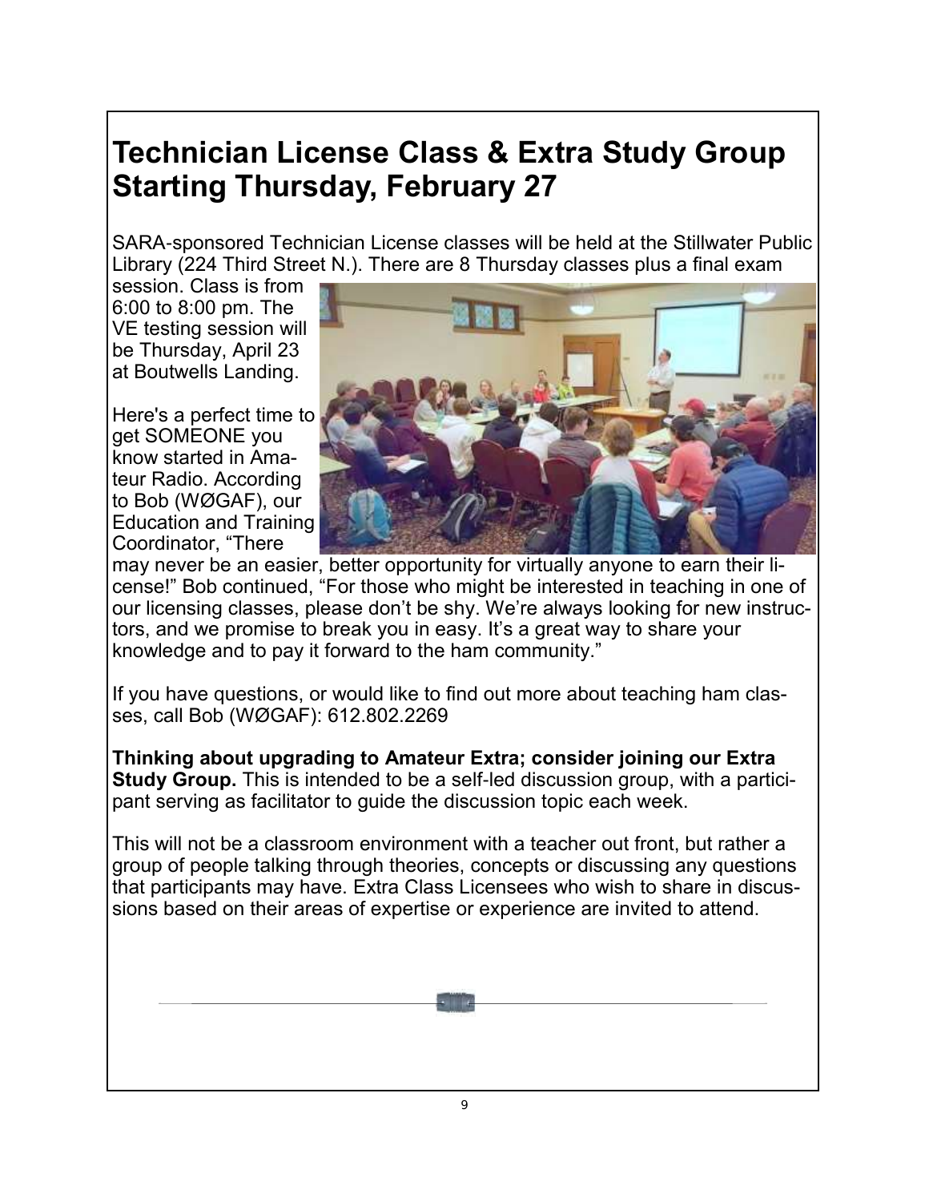# Technician License Class & Extra Study Group Starting Thursday, February 27

SARA-sponsored Technician License classes will be held at the Stillwater Public Library (224 Third Street N.). There are 8 Thursday classes plus a final exam session. Class is from 6:00 to 8:00 pm. The VE testing session will be Thursday, April 23 at Boutwells Landing.

Here's a perfect time to get SOMEONE you know started in Amateur Radio. According to Bob (WØGAF), our Education and Training Coordinator, "There may never be an easier, better opportunity for virtually anyone to earn their license!" Bob continued, "For those who might be interested in teaching in one of our licensing classes, please don't be shy. We're always looking for new instructors, and we promise to break you in easy. It's a great way to share your knowledge and to pay it forward to the ham community."

If you have questions, or would like to find out more about teaching ham classes, call Bob (WØGAF): 612.802.2269

**Thinking about upgrading to Amateur Extra; consider joining our Extra Study Group.** This is intended to be a self-led discussion group, with a participant serving as facilitator to guide the discussion topic each week.

This will not be a classroom environment with a teacher out front, but rather a group of people talking through theories, concepts or discussing any questions that participants may have. Extra Class Licensees who wish to share in discussions based on their areas of expertise or experience are invited to attend.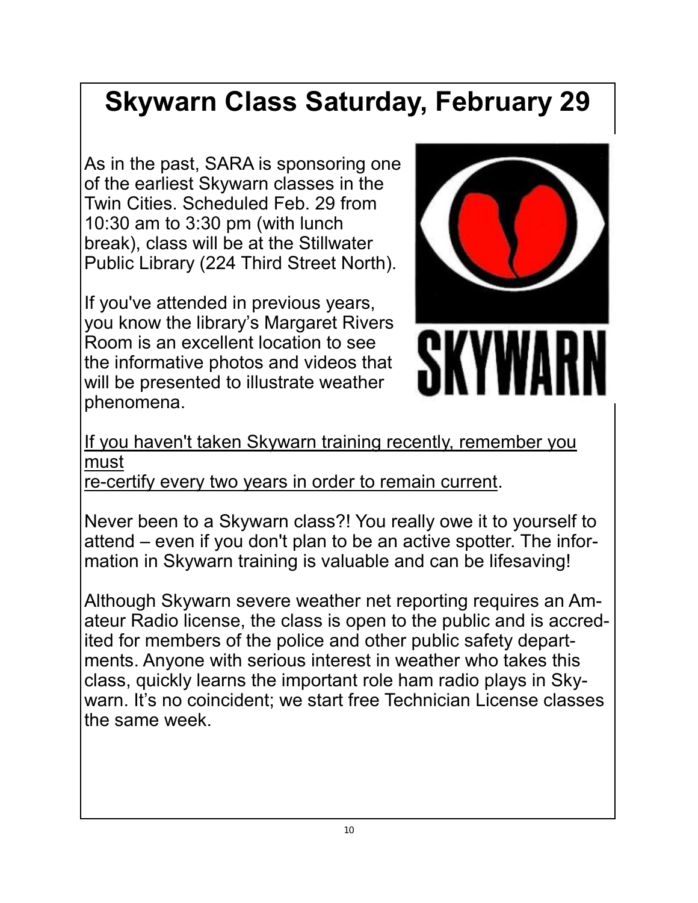# Skywarn Class Saturday, February 29

As in the past, SARA is sponsoring one of the earliest Skywarn classes in the Twin Cities. Scheduled Feb. 29 from 10:30 am to 3:30 pm (with lunch break), class will be at the Stillwater Public Library (224 Third Street North).

If you've attended in previous years, you know the library's Margaret Rivers Room is an excellent location to see the informative photos and videos that will be presented to illustrate weather phenomena.

<u>If you haven't taken Skywarn training recently, remember you must re-certify every two years in order to remain current</u>.

Never been to a Skywarn class?! You really owe it to yourself to attend – even if you don't plan to be an active spotter. The information in Skywarn training is valuable and can be lifesaving!

Although Skywarn severe weather net reporting requires an Amateur Radio license, the class is open to the public and is accredited for members of the police and other public safety departments. Anyone with serious interest in weather who takes this class, quickly learns the important role ham radio plays in Skywarn. It's no coincident; we start free Technician License classes the same week.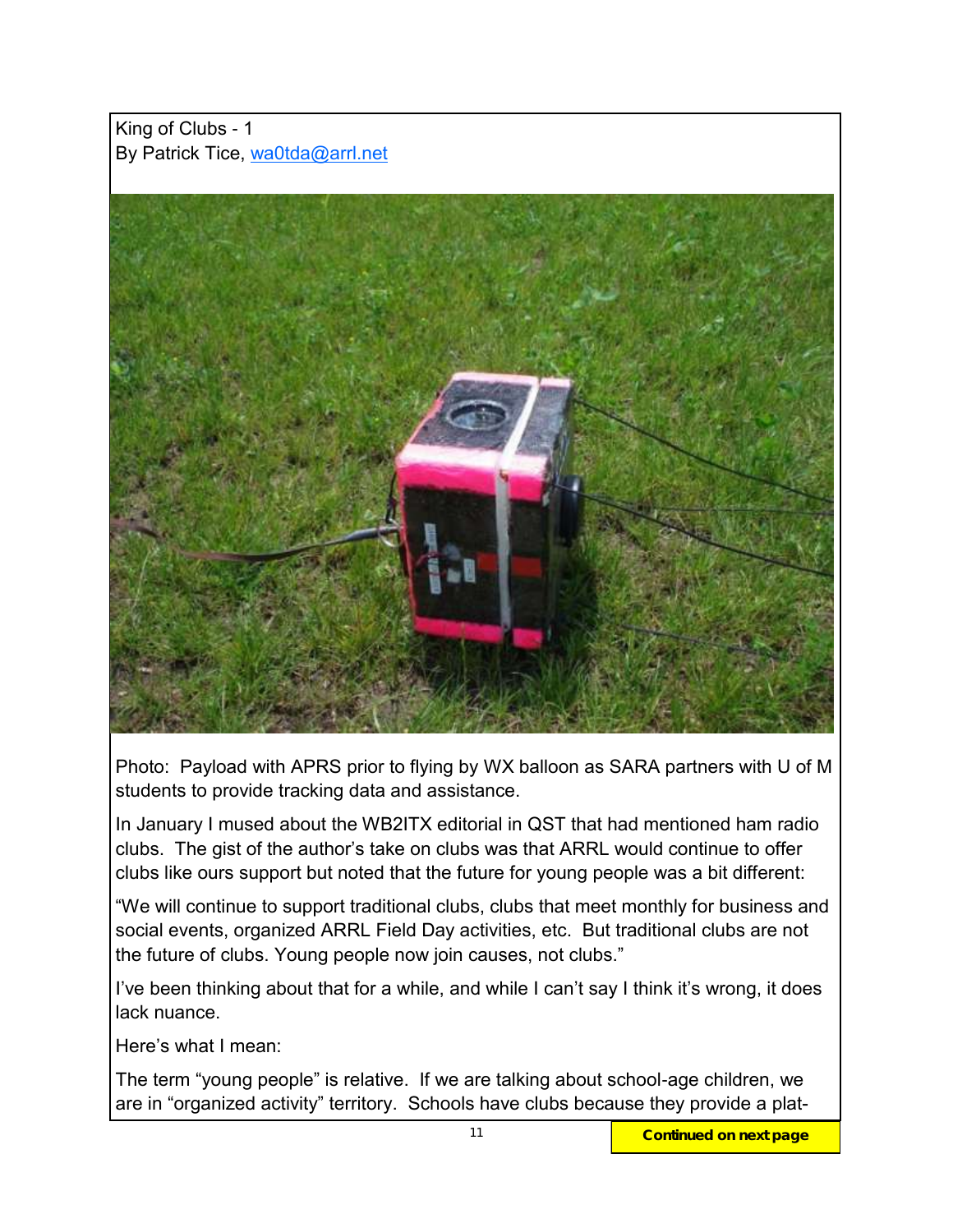King of Clubs - 1

By Patrick Tice, wa0tda@arrl.net

Photo: Payload with APRS prior to flying by WX balloon as SARA partners with U of M students to provide tracking data and assistance.

In January I mused about the WB2ITX editorial in QST that had mentioned ham radio clubs. The gist of the author's take on clubs was that ARRL would continue to offer clubs like ours support but noted that the future for young people was a bit different:

"We will continue to support traditional clubs, clubs that meet monthly for business and social events, organized ARRL Field Day activities, etc. But traditional clubs are not the future of clubs. Young people now join causes, not clubs."

I've been thinking about that for a while, and while I can't say I think it's wrong, it does lack nuance.

Here's what I mean:

The term "young people" is relative. If we are talking about school-age children, we are in "organized activity" territory. Schools have clubs because they provide a plat-

**Continued on next page**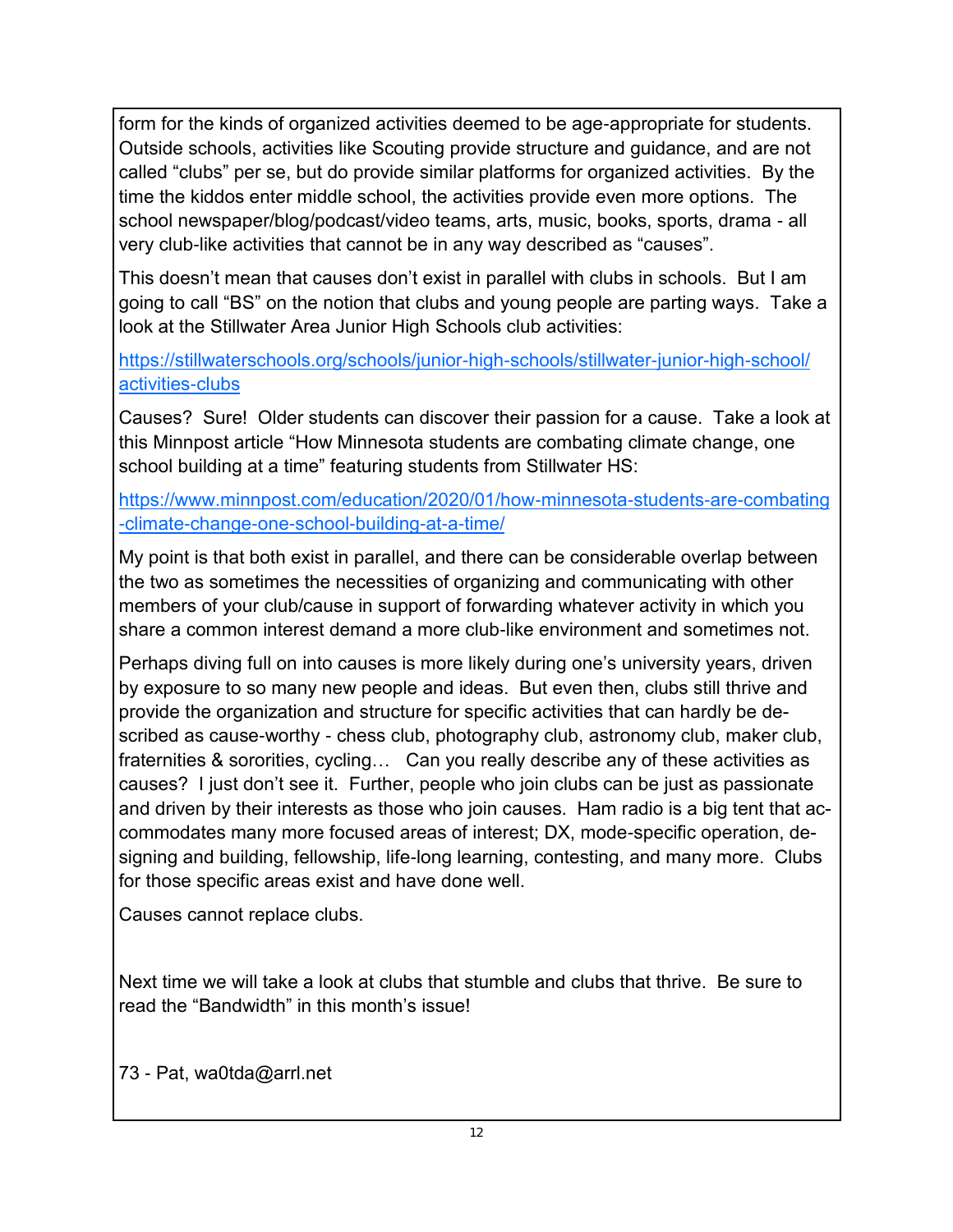form for the kinds of organized activities deemed to be age-appropriate for students. Outside schools, activities like Scouting provide structure and guidance, and are not called "clubs" per se, but do provide similar platforms for organized activities. By the time the kiddos enter middle school, the activities provide even more options. The school newspaper/blog/podcast/video teams, arts, music, books, sports, drama - all very club-like activities that cannot be in any way described as "causes".

This doesn't mean that causes don't exist in parallel with clubs in schools. But I am going to call "BS" on the notion that clubs and young people are parting ways. Take a look at the Stillwater Area Junior High Schools club activities:

https://stillwaterschools.org/schools/junior-high-schools/stillwater-junior-high-school/activities-clubs

Causes? Sure! Older students can discover their passion for a cause. Take a look at this Minnpost article "How Minnesota students are combating climate change, one school building at a time" featuring students from Stillwater HS:

https://www.minnpost.com/education/2020/01/how-minnesota-students-are-combating-climate-change-one-school-building-at-a-time/

My point is that both exist in parallel, and there can be considerable overlap between the two as sometimes the necessities of organizing and communicating with other members of your club/cause in support of forwarding whatever activity in which you share a common interest demand a more club-like environment and sometimes not.

Perhaps diving full on into causes is more likely during one's university years, driven by exposure to so many new people and ideas. But even then, clubs still thrive and provide the organization and structure for specific activities that can hardly be described as cause-worthy - chess club, photography club, astronomy club, maker club, fraternities & sororities, cycling… Can you really describe any of these activities as causes? I just don't see it. Further, people who join clubs can be just as passionate and driven by their interests as those who join causes. Ham radio is a big tent that accommodates many more focused areas of interest; DX, mode-specific operation, designing and building, fellowship, life-long learning, contesting, and many more. Clubs for those specific areas exist and have done well.

Causes cannot replace clubs.

Next time we will take a look at clubs that stumble and clubs that thrive. Be sure to read the "Bandwidth" in this month's issue!

73 - Pat, wa0tda@arrl.net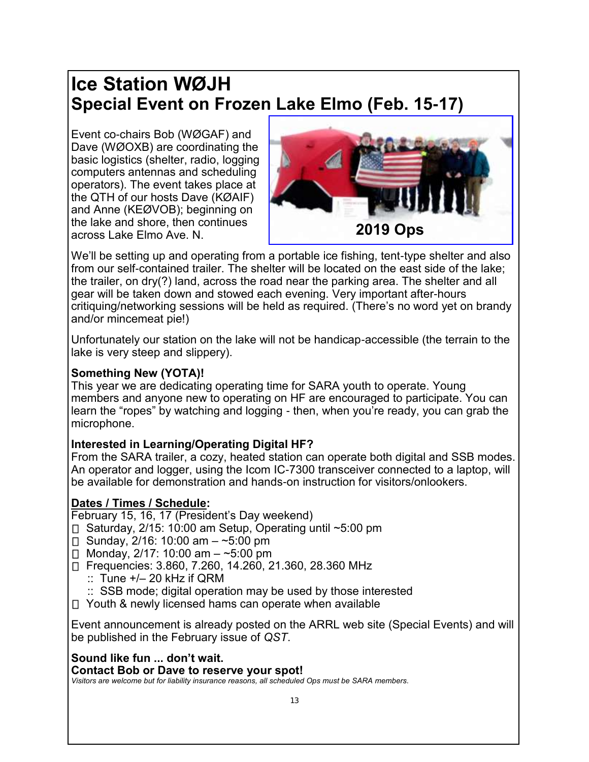# Ice Station WØJH
## Special Event on Frozen Lake Elmo (Feb. 15-17)

Event co-chairs Bob (WØGAF) and Dave (WØOXB) are coordinating the basic logistics (shelter, radio, logging computers antennas and scheduling operators). The event takes place at the QTH of our hosts Dave (KØAIF) and Anne (KEØVOB); beginning on the lake and shore, then continues across Lake Elmo Ave. N.

2019 Ops

We'll be setting up and operating from a portable ice fishing, tent-type shelter and also from our self-contained trailer. The shelter will be located on the east side of the lake; the trailer, on dry(?) land, across the road near the parking area. The shelter and all gear will be taken down and stowed each evening. Very important after-hours critiquing/networking sessions will be held as required. (There's no word yet on brandy and/or mincemeat pie!)

Unfortunately our station on the lake will not be handicap-accessible (the terrain to the lake is very steep and slippery).

**Something New (YOTA)!**
This year we are dedicating operating time for SARA youth to operate. Young members and anyone new to operating on HF are encouraged to participate. You can learn the "ropes" by watching and logging - then, when you're ready, you can grab the microphone.

**Interested in Learning/Operating Digital HF?**
From the SARA trailer, a cozy, heated station can operate both digital and SSB modes. An operator and logger, using the Icom IC-7300 transceiver connected to a laptop, will be available for demonstration and hands-on instruction for visitors/onlookers.

**Dates / Times / Schedule:**
February 15, 16, 17 (President's Day weekend)

- Saturday, 2/15: 10:00 am Setup, Operating until ~5:00 pm
- Sunday, 2/16: 10:00 am – ~5:00 pm
- Monday, 2/17: 10:00 am – ~5:00 pm
- Frequencies: 3.860, 7.260, 14.260, 21.360, 28.360 MHz
  - :: Tune +/– 20 kHz if QRM
  - :: SSB mode; digital operation may be used by those interested
- Youth & newly licensed hams can operate when available

Event announcement is already posted on the ARRL web site (Special Events) and will be published in the February issue of *QST*.

**Sound like fun ... don't wait.**
**Contact Bob or Dave to reserve your spot!**
*Visitors are welcome but for liability insurance reasons, all scheduled Ops must be SARA members.*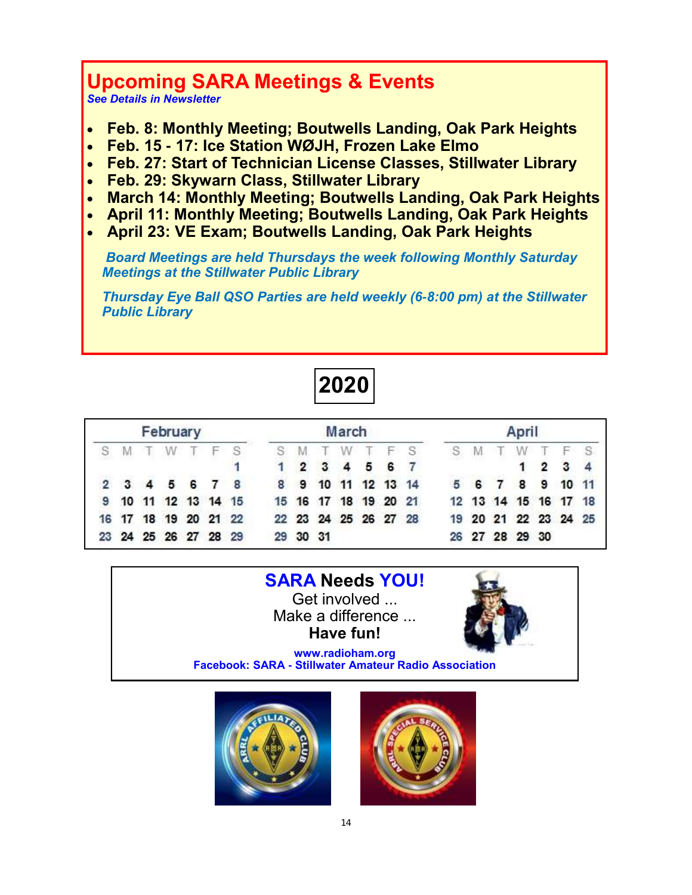# Upcoming SARA Meetings & Events

***See Details in Newsletter***

- **Feb. 8: Monthly Meeting; Boutwells Landing, Oak Park Heights**
- **Feb. 15 - 17: Ice Station WØJH, Frozen Lake Elmo**
- **Feb. 27: Start of Technician License Classes, Stillwater Library**
- **Feb. 29: Skywarn Class, Stillwater Library**
- **March 14: Monthly Meeting; Boutwells Landing, Oak Park Heights**
- **April 11: Monthly Meeting; Boutwells Landing, Oak Park Heights**
- **April 23: VE Exam; Boutwells Landing, Oak Park Heights**

***Board Meetings are held Thursdays the week following Monthly Saturday Meetings at the Stillwater Public Library***

***Thursday Eye Ball QSO Parties are held weekly (6-8:00 pm) at the Stillwater Public Library***

## 2020

**February**

| S | M | T | W | T | F | S |
|---|---|---|---|---|---|---|
| | | | | | | 1 |
| 2 | 3 | 4 | 5 | 6 | 7 | 8 |
| 9 | 10 | 11 | 12 | 13 | 14 | 15 |
| 16 | 17 | 18 | 19 | 20 | 21 | 22 |
| 23 | 24 | 25 | 26 | 27 | 28 | 29 |

**March**

| S | M | T | W | T | F | S |
|---|---|---|---|---|---|---|
| 1 | 2 | 3 | 4 | 5 | 6 | 7 |
| 8 | 9 | 10 | 11 | 12 | 13 | 14 |
| 15 | 16 | 17 | 18 | 19 | 20 | 21 |
| 22 | 23 | 24 | 25 | 26 | 27 | 28 |
| 29 | 30 | 31 | | | | |

**April**

| S | M | T | W | T | F | S |
|---|---|---|---|---|---|---|
| | | | 1 | 2 | 3 | 4 |
| 5 | 6 | 7 | 8 | 9 | 10 | 11 |
| 12 | 13 | 14 | 15 | 16 | 17 | 18 |
| 19 | 20 | 21 | 22 | 23 | 24 | 25 |
| 26 | 27 | 28 | 29 | 30 | | |

**SARA Needs YOU!**

Get involved ...

Make a difference ...

**Have fun!**

**www.radioham.org**

**Facebook: SARA - Stillwater Amateur Radio Association**